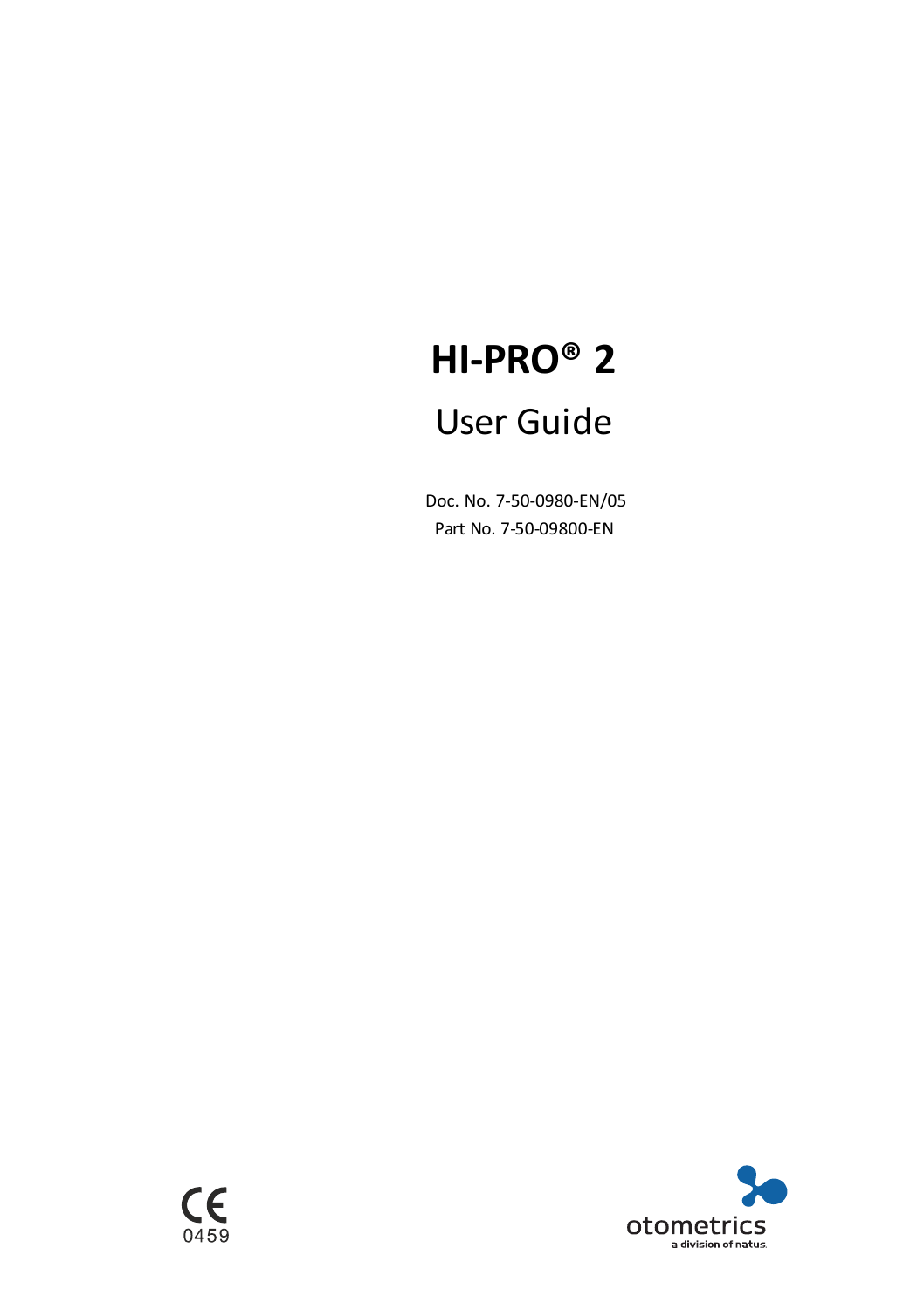# HI-PRO® 2

## User Guide

Doc. No. 7-50-0980-EN/05

Part No. 7-50-09800-EN

CE 0459

otometrics
a division of natus.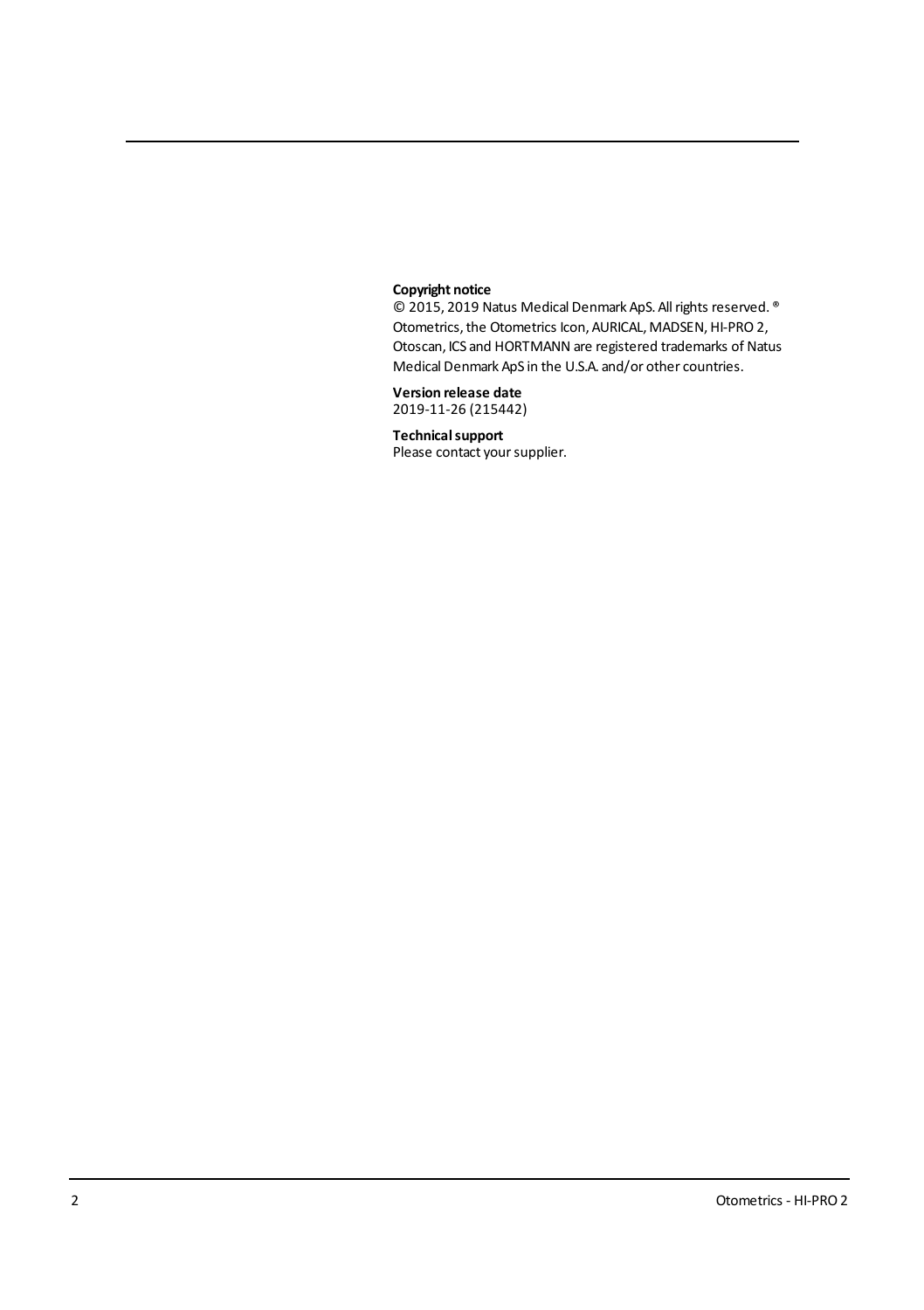**Copyright notice**
© 2015, 2019 Natus Medical Denmark ApS. All rights reserved. ® Otometrics, the Otometrics Icon, AURICAL, MADSEN, HI-PRO 2, Otoscan, ICS and HORTMANN are registered trademarks of Natus Medical Denmark ApS in the U.S.A. and/or other countries.

**Version release date**
2019-11-26 (215442)

**Technical support**
Please contact your supplier.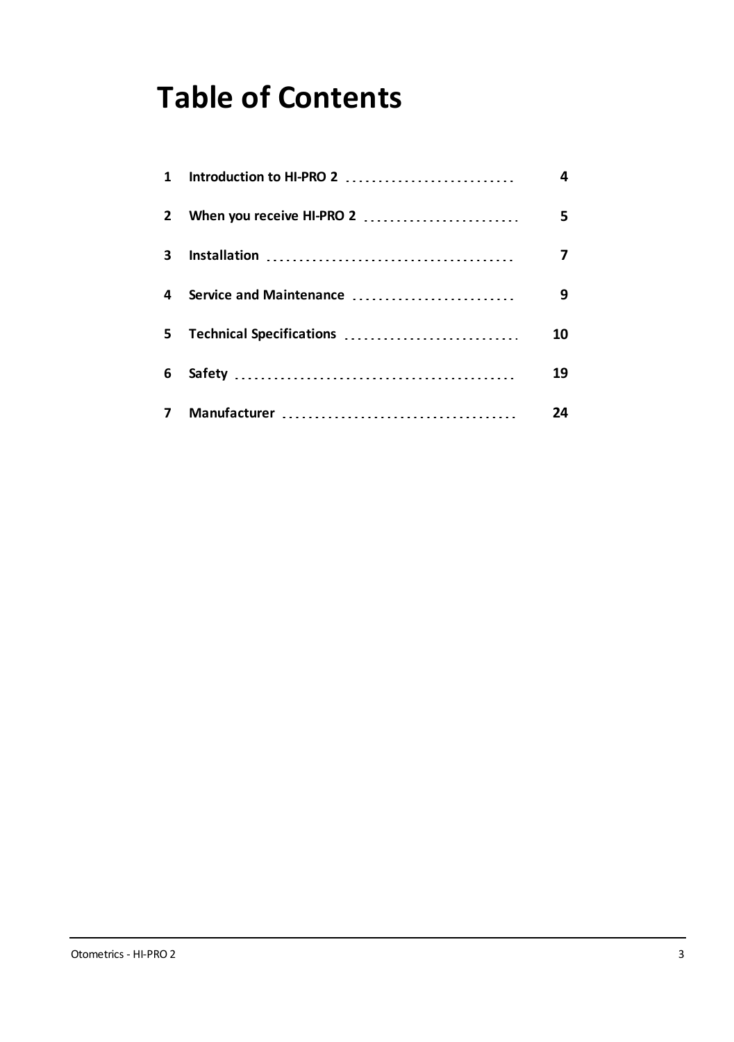# Table of Contents

| | | |
|---|---|---|
| 1 | Introduction to HI-PRO 2 | 4 |
| 2 | When you receive HI-PRO 2 | 5 |
| 3 | Installation | 7 |
| 4 | Service and Maintenance | 9 |
| 5 | Technical Specifications | 10 |
| 6 | Safety | 19 |
| 7 | Manufacturer | 24 |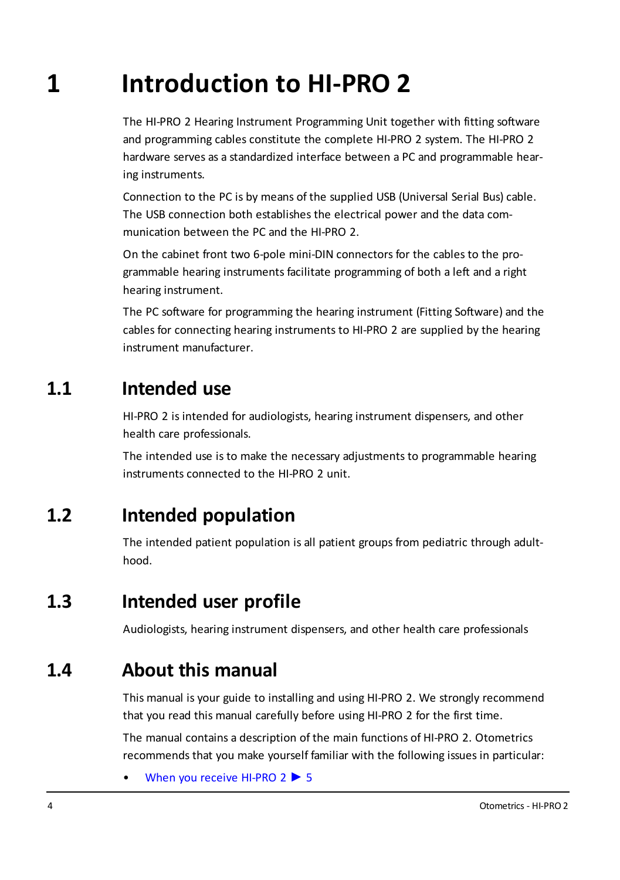# 1 Introduction to HI-PRO 2

The HI-PRO 2 Hearing Instrument Programming Unit together with fitting software and programming cables constitute the complete HI-PRO 2 system. The HI-PRO 2 hardware serves as a standardized interface between a PC and programmable hearing instruments.

Connection to the PC is by means of the supplied USB (Universal Serial Bus) cable. The USB connection both establishes the electrical power and the data communication between the PC and the HI-PRO 2.

On the cabinet front two 6-pole mini-DIN connectors for the cables to the programmable hearing instruments facilitate programming of both a left and a right hearing instrument.

The PC software for programming the hearing instrument (Fitting Software) and the cables for connecting hearing instruments to HI-PRO 2 are supplied by the hearing instrument manufacturer.

## 1.1 Intended use

HI-PRO 2 is intended for audiologists, hearing instrument dispensers, and other health care professionals.

The intended use is to make the necessary adjustments to programmable hearing instruments connected to the HI-PRO 2 unit.

## 1.2 Intended population

The intended patient population is all patient groups from pediatric through adulthood.

## 1.3 Intended user profile

Audiologists, hearing instrument dispensers, and other health care professionals

## 1.4 About this manual

This manual is your guide to installing and using HI-PRO 2. We strongly recommend that you read this manual carefully before using HI-PRO 2 for the first time.

The manual contains a description of the main functions of HI-PRO 2. Otometrics recommends that you make yourself familiar with the following issues in particular:

- When you receive HI-PRO 2 ▶ 5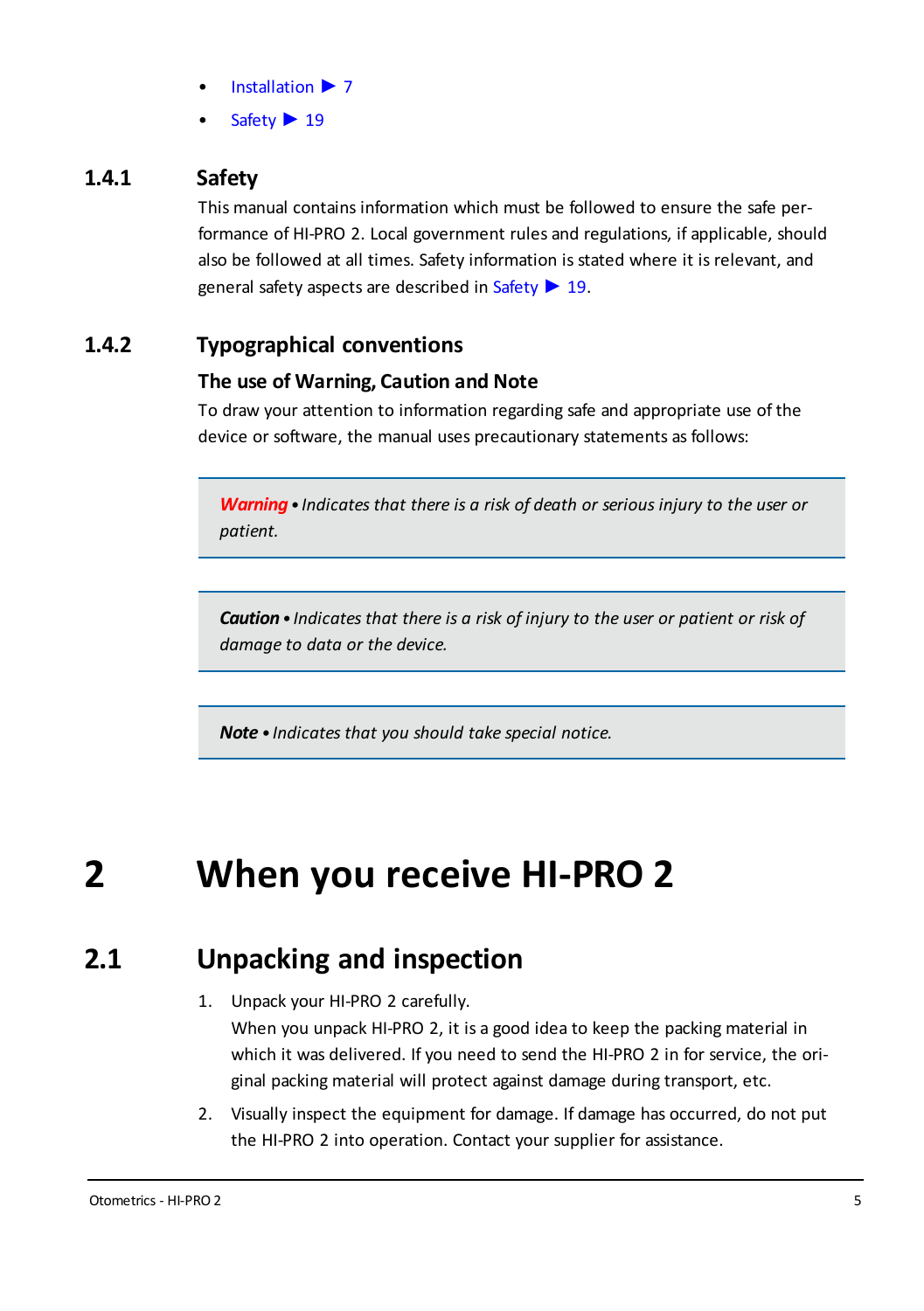- Installation ▶ 7
- Safety ▶ 19

### 1.4.1 Safety

This manual contains information which must be followed to ensure the safe performance of HI-PRO 2. Local government rules and regulations, if applicable, should also be followed at all times. Safety information is stated where it is relevant, and general safety aspects are described in Safety ▶ 19.

### 1.4.2 Typographical conventions

**The use of Warning, Caution and Note**

To draw your attention to information regarding safe and appropriate use of the device or software, the manual uses precautionary statements as follows:

> ***Warning*** • *Indicates that there is a risk of death or serious injury to the user or patient.*

> ***Caution*** • *Indicates that there is a risk of injury to the user or patient or risk of damage to data or the device.*

> ***Note*** • *Indicates that you should take special notice.*

# 2 When you receive HI-PRO 2

## 2.1 Unpacking and inspection

1. Unpack your HI-PRO 2 carefully.
   When you unpack HI-PRO 2, it is a good idea to keep the packing material in which it was delivered. If you need to send the HI-PRO 2 in for service, the original packing material will protect against damage during transport, etc.
2. Visually inspect the equipment for damage. If damage has occurred, do not put the HI-PRO 2 into operation. Contact your supplier for assistance.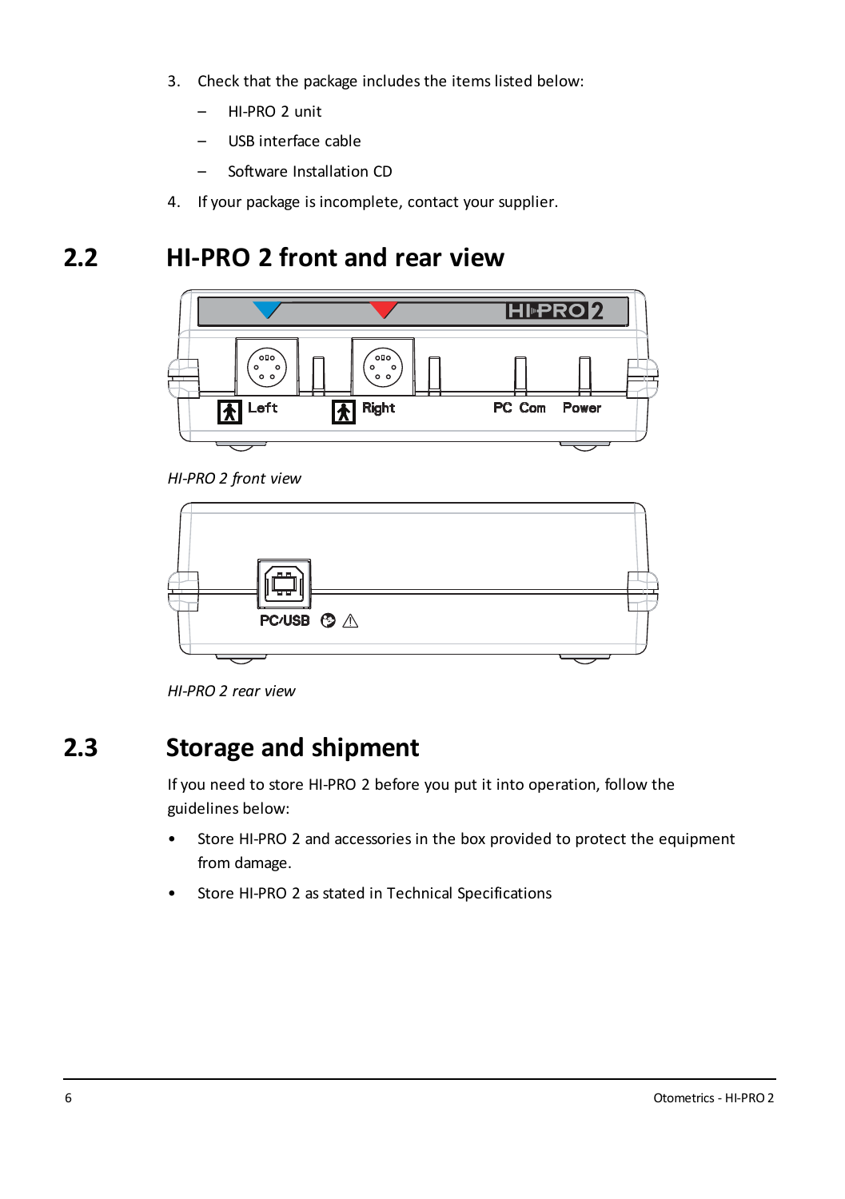3. Check that the package includes the items listed below:
   - HI-PRO 2 unit
   - USB interface cable
   - Software Installation CD
4. If your package is incomplete, contact your supplier.

## 2.2 HI-PRO 2 front and rear view

*HI-PRO 2 front view*

*HI-PRO 2 rear view*

## 2.3 Storage and shipment

If you need to store HI-PRO 2 before you put it into operation, follow the guidelines below:

- Store HI-PRO 2 and accessories in the box provided to protect the equipment from damage.
- Store HI-PRO 2 as stated in Technical Specifications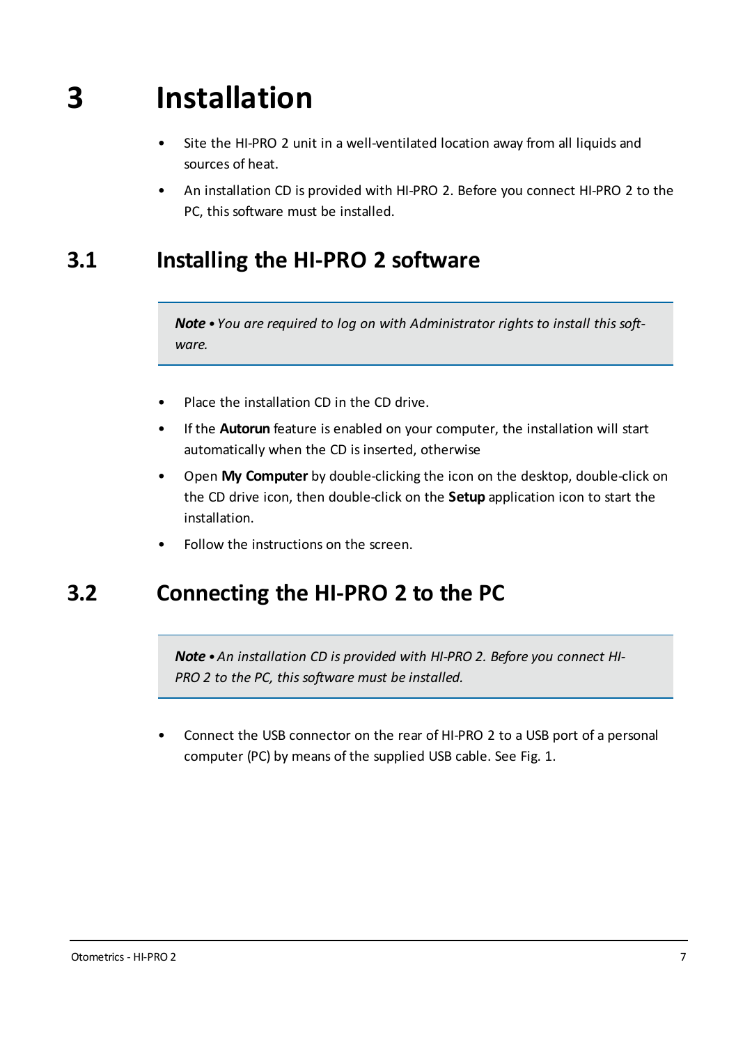# 3 Installation

- Site the HI-PRO 2 unit in a well-ventilated location away from all liquids and sources of heat.
- An installation CD is provided with HI-PRO 2. Before you connect HI-PRO 2 to the PC, this software must be installed.

## 3.1 Installing the HI-PRO 2 software

> ***Note*** • *You are required to log on with Administrator rights to install this software.*

- Place the installation CD in the CD drive.
- If the **Autorun** feature is enabled on your computer, the installation will start automatically when the CD is inserted, otherwise
- Open **My Computer** by double-clicking the icon on the desktop, double-click on the CD drive icon, then double-click on the **Setup** application icon to start the installation.
- Follow the instructions on the screen.

## 3.2 Connecting the HI-PRO 2 to the PC

> ***Note*** • *An installation CD is provided with HI-PRO 2. Before you connect HI-PRO 2 to the PC, this software must be installed.*

- Connect the USB connector on the rear of HI-PRO 2 to a USB port of a personal computer (PC) by means of the supplied USB cable. See Fig. 1.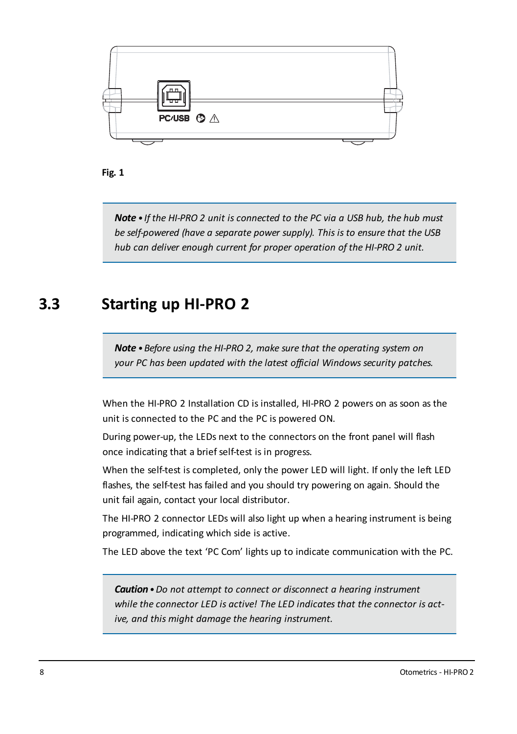PC/USB

**Fig. 1**

> ***Note*** • *If the HI-PRO 2 unit is connected to the PC via a USB hub, the hub must be self-powered (have a separate power supply). This is to ensure that the USB hub can deliver enough current for proper operation of the HI-PRO 2 unit.*

## 3.3 Starting up HI-PRO 2

> ***Note*** • *Before using the HI-PRO 2, make sure that the operating system on your PC has been updated with the latest official Windows security patches.*

When the HI-PRO 2 Installation CD is installed, HI-PRO 2 powers on as soon as the unit is connected to the PC and the PC is powered ON.

During power-up, the LEDs next to the connectors on the front panel will flash once indicating that a brief self-test is in progress.

When the self-test is completed, only the power LED will light. If only the left LED flashes, the self-test has failed and you should try powering on again. Should the unit fail again, contact your local distributor.

The HI-PRO 2 connector LEDs will also light up when a hearing instrument is being programmed, indicating which side is active.

The LED above the text 'PC Com' lights up to indicate communication with the PC.

> ***Caution*** • *Do not attempt to connect or disconnect a hearing instrument while the connector LED is active! The LED indicates that the connector is active, and this might damage the hearing instrument.*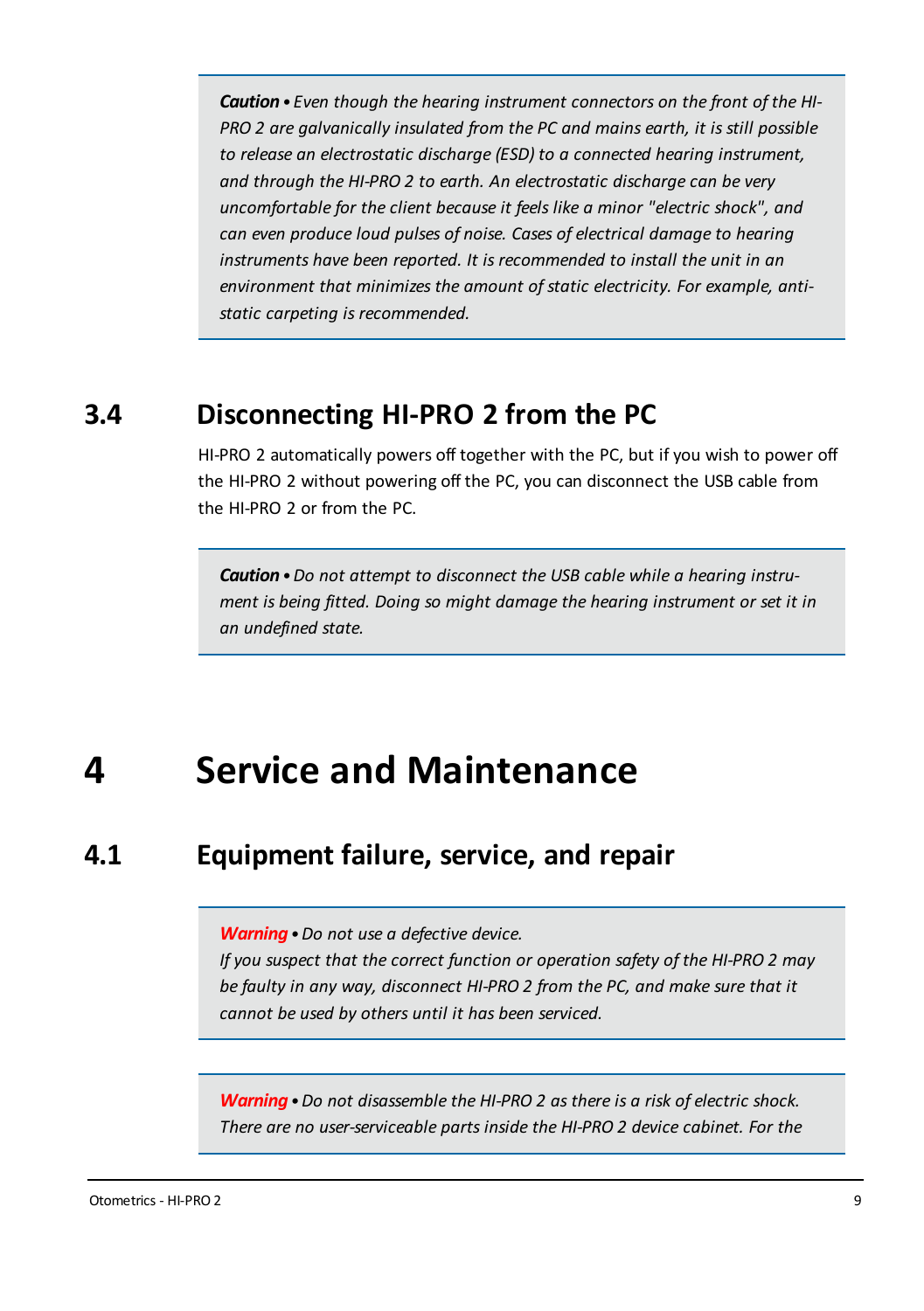> ***Caution*** *• Even though the hearing instrument connectors on the front of the HI-PRO 2 are galvanically insulated from the PC and mains earth, it is still possible to release an electrostatic discharge (ESD) to a connected hearing instrument, and through the HI-PRO 2 to earth. An electrostatic discharge can be very uncomfortable for the client because it feels like a minor "electric shock", and can even produce loud pulses of noise. Cases of electrical damage to hearing instruments have been reported. It is recommended to install the unit in an environment that minimizes the amount of static electricity. For example, anti-static carpeting is recommended.*

## 3.4 Disconnecting HI-PRO 2 from the PC

HI-PRO 2 automatically powers off together with the PC, but if you wish to power off the HI-PRO 2 without powering off the PC, you can disconnect the USB cable from the HI-PRO 2 or from the PC.

> ***Caution*** *• Do not attempt to disconnect the USB cable while a hearing instrument is being fitted. Doing so might damage the hearing instrument or set it in an undefined state.*

# 4 Service and Maintenance

## 4.1 Equipment failure, service, and repair

> ***Warning*** *• Do not use a defective device.*
> *If you suspect that the correct function or operation safety of the HI-PRO 2 may be faulty in any way, disconnect HI-PRO 2 from the PC, and make sure that it cannot be used by others until it has been serviced.*

> ***Warning*** *• Do not disassemble the HI-PRO 2 as there is a risk of electric shock. There are no user-serviceable parts inside the HI-PRO 2 device cabinet. For the*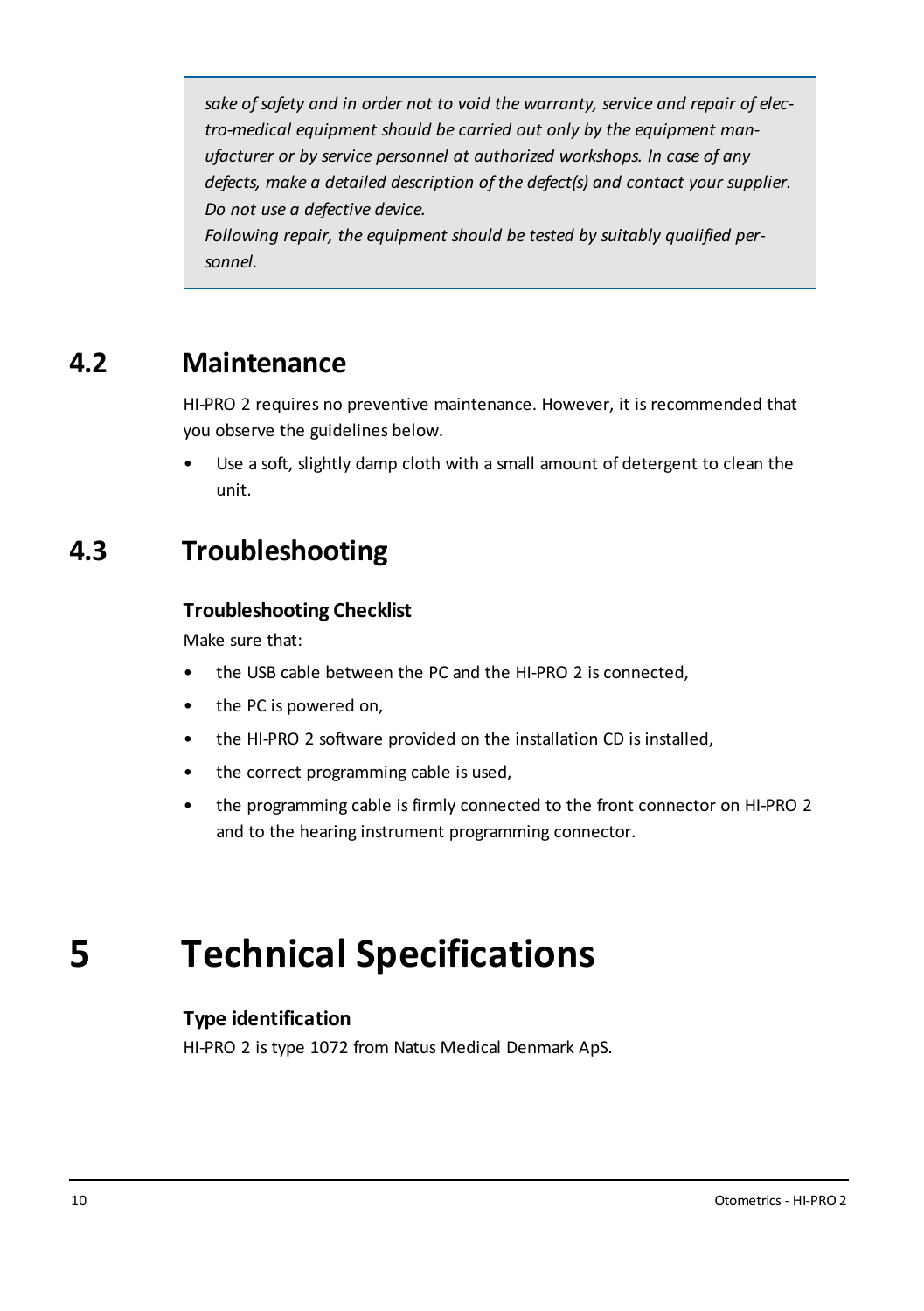*sake of safety and in order not to void the warranty, service and repair of electro-medical equipment should be carried out only by the equipment manufacturer or by service personnel at authorized workshops. In case of any defects, make a detailed description of the defect(s) and contact your supplier. Do not use a defective device.*
*Following repair, the equipment should be tested by suitably qualified personnel.*

## 4.2 Maintenance

HI-PRO 2 requires no preventive maintenance. However, it is recommended that you observe the guidelines below.

- Use a soft, slightly damp cloth with a small amount of detergent to clean the unit.

## 4.3 Troubleshooting

### Troubleshooting Checklist

Make sure that:

- the USB cable between the PC and the HI-PRO 2 is connected,
- the PC is powered on,
- the HI-PRO 2 software provided on the installation CD is installed,
- the correct programming cable is used,
- the programming cable is firmly connected to the front connector on HI-PRO 2 and to the hearing instrument programming connector.

# 5 Technical Specifications

### Type identification

HI-PRO 2 is type 1072 from Natus Medical Denmark ApS.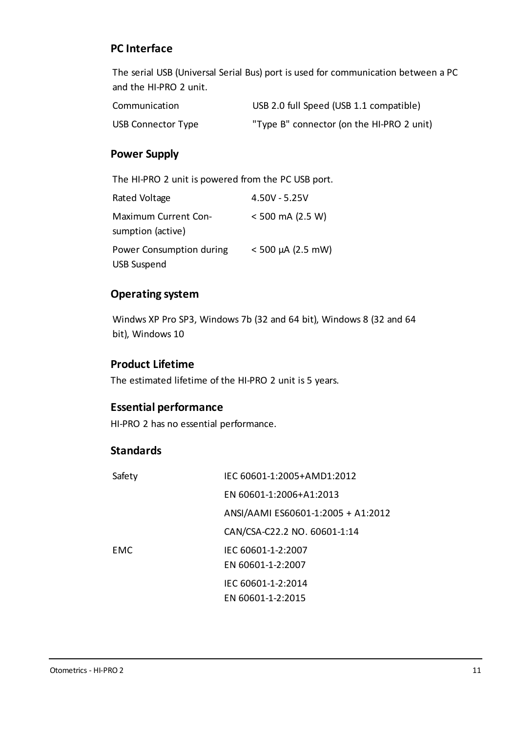## PC Interface

The serial USB (Universal Serial Bus) port is used for communication between a PC and the HI-PRO 2 unit.

| | |
|---|---|
| Communication | USB 2.0 full Speed (USB 1.1 compatible) |
| USB Connector Type | "Type B" connector (on the HI-PRO 2 unit) |

## Power Supply

The HI-PRO 2 unit is powered from the PC USB port.

| | |
|---|---|
| Rated Voltage | 4.50V - 5.25V |
| Maximum Current Consumption (active) | < 500 mA (2.5 W) |
| Power Consumption during USB Suspend | < 500 µA (2.5 mW) |

## Operating system

Windws XP Pro SP3, Windows 7b (32 and 64 bit), Windows 8 (32 and 64 bit), Windows 10

## Product Lifetime

The estimated lifetime of the HI-PRO 2 unit is 5 years.

## Essential performance

HI-PRO 2 has no essential performance.

## Standards

| | |
|---|---|
| Safety | IEC 60601-1:2005+AMD1:2012 |
| | EN 60601-1:2006+A1:2013 |
| | ANSI/AAMI ES60601-1:2005 + A1:2012 |
| | CAN/CSA-C22.2 NO. 60601-1:14 |
| EMC | IEC 60601-1-2:2007<br>EN 60601-1-2:2007 |
| | IEC 60601-1-2:2014<br>EN 60601-1-2:2015 |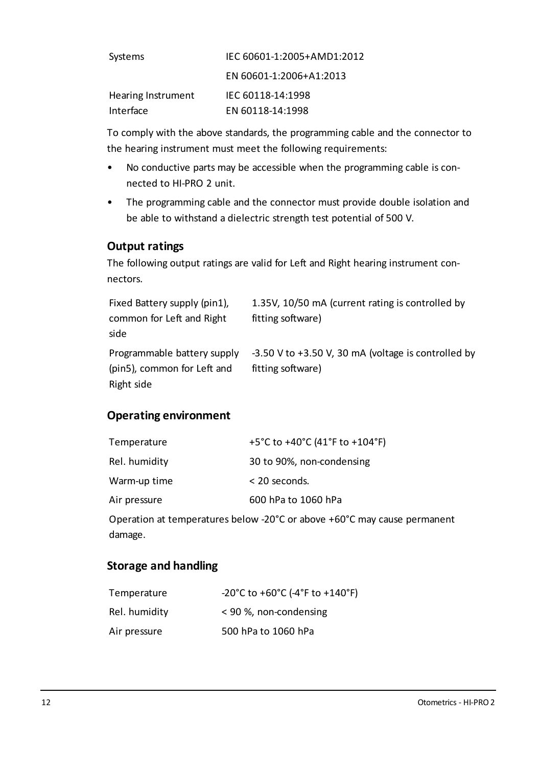| | |
|---|---|
| Systems | IEC 60601-1:2005+AMD1:2012 |
| | EN 60601-1:2006+A1:2013 |
| Hearing Instrument Interface | IEC 60118-14:1998<br>EN 60118-14:1998 |

To comply with the above standards, the programming cable and the connector to the hearing instrument must meet the following requirements:

- No conductive parts may be accessible when the programming cable is connected to HI-PRO 2 unit.
- The programming cable and the connector must provide double isolation and be able to withstand a dielectric strength test potential of 500 V.

### Output ratings

The following output ratings are valid for Left and Right hearing instrument connectors.

| | |
|---|---|
| Fixed Battery supply (pin1), common for Left and Right side | 1.35V, 10/50 mA (current rating is controlled by fitting software) |
| Programmable battery supply (pin5), common for Left and Right side | -3.50 V to +3.50 V, 30 mA (voltage is controlled by fitting software) |

### Operating environment

| | |
|---|---|
| Temperature | +5°C to +40°C (41°F to +104°F) |
| Rel. humidity | 30 to 90%, non-condensing |
| Warm-up time | < 20 seconds. |
| Air pressure | 600 hPa to 1060 hPa |

Operation at temperatures below -20°C or above +60°C may cause permanent damage.

### Storage and handling

| | |
|---|---|
| Temperature | -20°C to +60°C (-4°F to +140°F) |
| Rel. humidity | < 90 %, non-condensing |
| Air pressure | 500 hPa to 1060 hPa |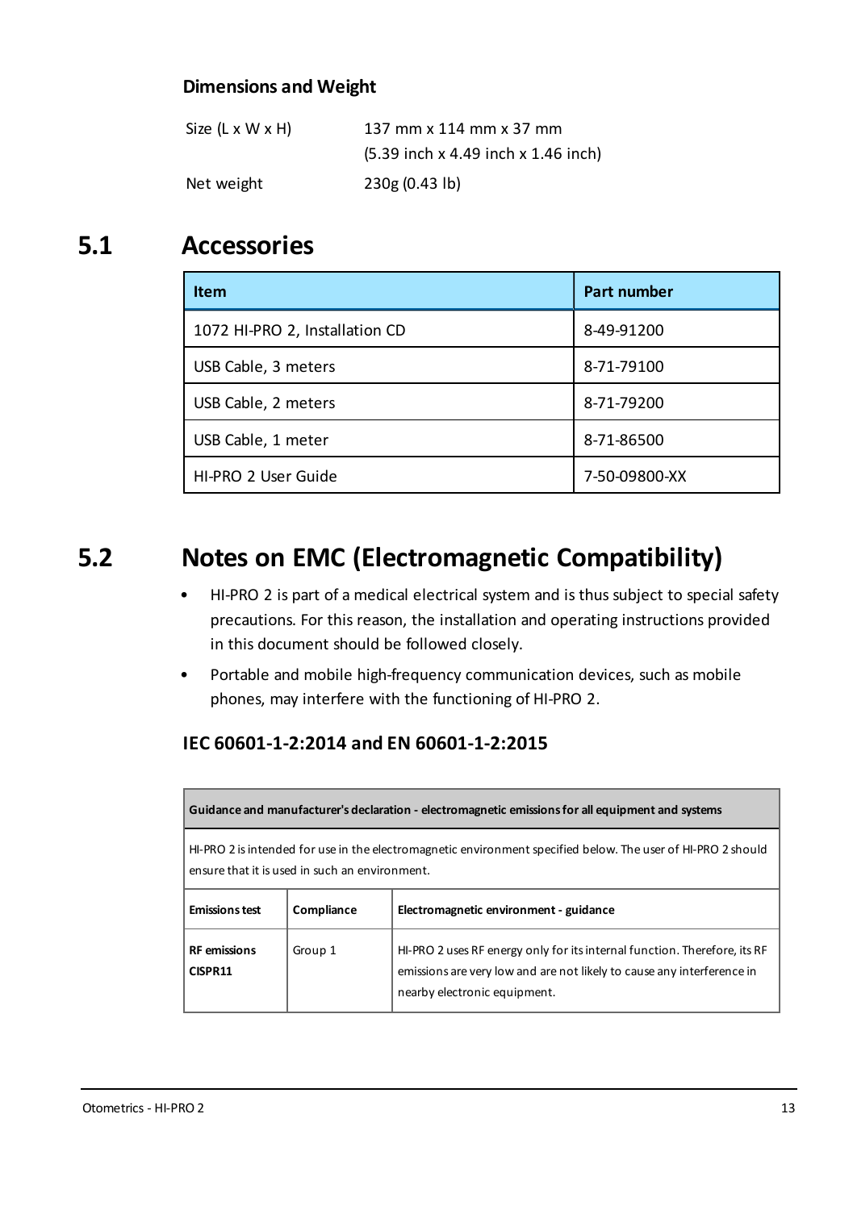### Dimensions and Weight

| | |
|---|---|
| Size (L x W x H) | 137 mm x 114 mm x 37 mm<br>(5.39 inch x 4.49 inch x 1.46 inch) |
| Net weight | 230g (0.43 lb) |

## 5.1 Accessories

| Item | Part number |
|---|---|
| 1072 HI-PRO 2, Installation CD | 8-49-91200 |
| USB Cable, 3 meters | 8-71-79100 |
| USB Cable, 2 meters | 8-71-79200 |
| USB Cable, 1 meter | 8-71-86500 |
| HI-PRO 2 User Guide | 7-50-09800-XX |

## 5.2 Notes on EMC (Electromagnetic Compatibility)

- HI-PRO 2 is part of a medical electrical system and is thus subject to special safety precautions. For this reason, the installation and operating instructions provided in this document should be followed closely.
- Portable and mobile high-frequency communication devices, such as mobile phones, may interfere with the functioning of HI-PRO 2.

### IEC 60601-1-2:2014 and EN 60601-1-2:2015

| **Guidance and manufacturer's declaration - electromagnetic emissions for all equipment and systems** | | |
|---|---|---|
| HI-PRO 2 is intended for use in the electromagnetic environment specified below. The user of HI-PRO 2 should ensure that it is used in such an environment. | | |
| **Emissions test** | **Compliance** | **Electromagnetic environment - guidance** |
| **RF emissions CISPR11** | Group 1 | HI-PRO 2 uses RF energy only for its internal function. Therefore, its RF emissions are very low and are not likely to cause any interference in nearby electronic equipment. |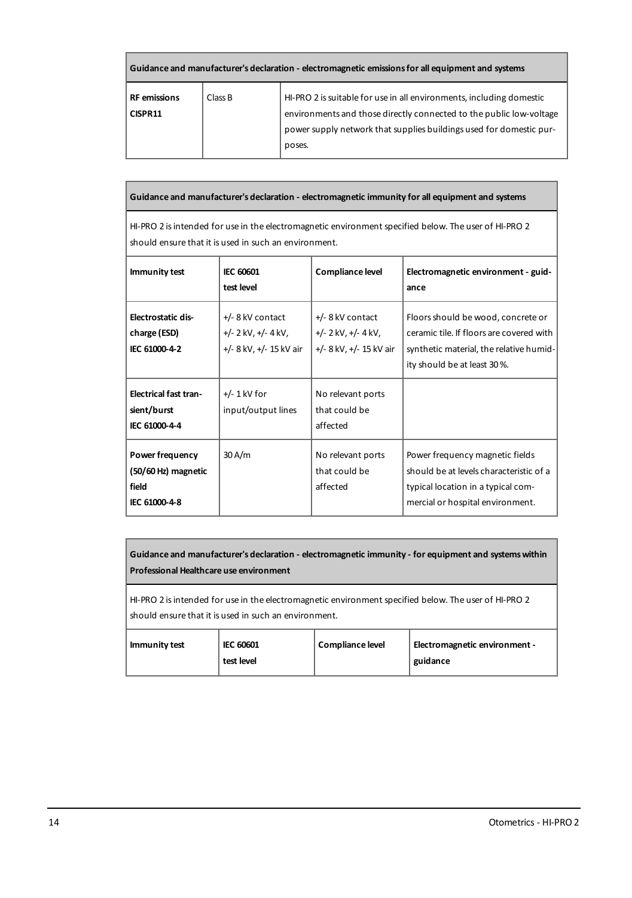| Guidance and manufacturer's declaration - electromagnetic emissions for all equipment and systems | | |
|---|---|---|
| **RF emissions CISPR11** | Class B | HI-PRO 2 is suitable for use in all environments, including domestic environments and those directly connected to the public low-voltage power supply network that supplies buildings used for domestic purposes. |

**Guidance and manufacturer's declaration - electromagnetic immunity for all equipment and systems**

HI-PRO 2 is intended for use in the electromagnetic environment specified below. The user of HI-PRO 2 should ensure that it is used in such an environment.

| Immunity test | IEC 60601 test level | Compliance level | Electromagnetic environment - guidance |
|---|---|---|---|
| **Electrostatic discharge (ESD) IEC 61000-4-2** | +/- 8 kV contact<br>+/- 2 kV, +/- 4 kV,<br>+/- 8 kV, +/- 15 kV air | +/- 8 kV contact<br>+/- 2 kV, +/- 4 kV,<br>+/- 8 kV, +/- 15 kV air | Floors should be wood, concrete or ceramic tile. If floors are covered with synthetic material, the relative humidity should be at least 30 %. |
| **Electrical fast transient/burst IEC 61000-4-4** | +/- 1 kV for input/output lines | No relevant ports that could be affected | |
| **Power frequency (50/60 Hz) magnetic field IEC 61000-4-8** | 30 A/m | No relevant ports that could be affected | Power frequency magnetic fields should be at levels characteristic of a typical location in a typical commercial or hospital environment. |

**Guidance and manufacturer's declaration - electromagnetic immunity - for equipment and systems within Professional Healthcare use environment**

HI-PRO 2 is intended for use in the electromagnetic environment specified below. The user of HI-PRO 2 should ensure that it is used in such an environment.

| Immunity test | IEC 60601 test level | Compliance level | Electromagnetic environment - guidance |
|---|---|---|---|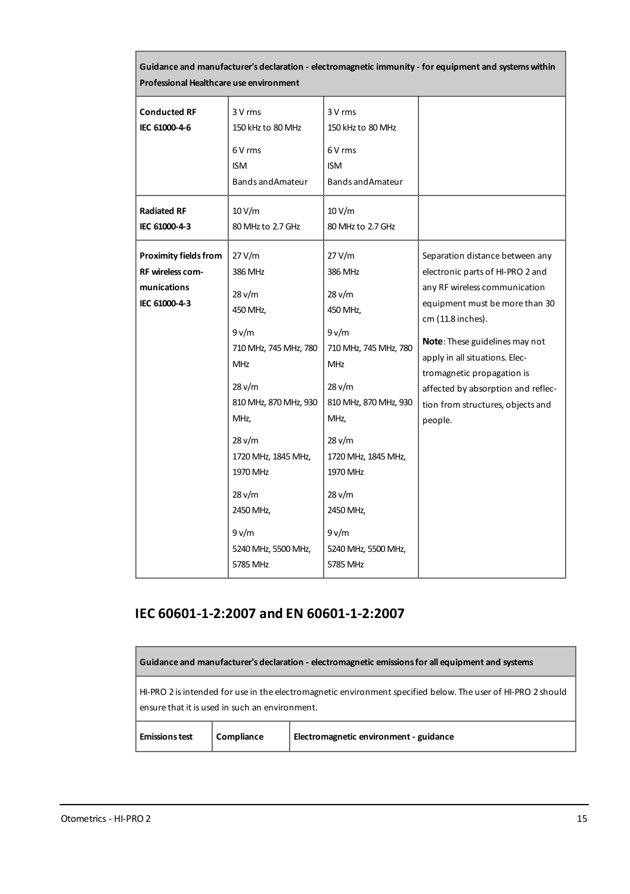| Guidance and manufacturer's declaration - electromagnetic immunity - for equipment and systems within Professional Healthcare use environment | | | |
|---|---|---|---|
| **Conducted RF**<br>**IEC 61000-4-6** | 3 V rms<br>150 kHz to 80 MHz<br>6 V rms<br>ISM<br>Bands andAmateur | 3 V rms<br>150 kHz to 80 MHz<br>6 V rms<br>ISM<br>Bands andAmateur | |
| **Radiated RF**<br>**IEC 61000-4-3** | 10 V/m<br>80 MHz to 2.7 GHz | 10 V/m<br>80 MHz to 2.7 GHz | |
| **Proximity fields from RF wireless communications**<br>**IEC 61000-4-3** | 27 V/m<br>386 MHz<br>28 v/m<br>450 MHz,<br>9 v/m<br>710 MHz, 745 MHz, 780 MHz<br>28 v/m<br>810 MHz, 870 MHz, 930 MHz,<br>28 v/m<br>1720 MHz, 1845 MHz, 1970 MHz<br>28 v/m<br>2450 MHz,<br>9 v/m<br>5240 MHz, 5500 MHz, 5785 MHz | 27 V/m<br>386 MHz<br>28 v/m<br>450 MHz,<br>9 v/m<br>710 MHz, 745 MHz, 780 MHz<br>28 v/m<br>810 MHz, 870 MHz, 930 MHz,<br>28 v/m<br>1720 MHz, 1845 MHz, 1970 MHz<br>28 v/m<br>2450 MHz,<br>9 v/m<br>5240 MHz, 5500 MHz, 5785 MHz | Separation distance between any electronic parts of HI-PRO 2 and any RF wireless communication equipment must be more than 30 cm (11.8 inches).<br>**Note**: These guidelines may not apply in all situations. Electromagnetic propagation is affected by absorption and reflection from structures, objects and people. |

## IEC 60601-1-2:2007 and EN 60601-1-2:2007

| Guidance and manufacturer's declaration - electromagnetic emissions for all equipment and systems | | |
|---|---|---|
| HI-PRO 2 is intended for use in the electromagnetic environment specified below. The user of HI-PRO 2 should ensure that it is used in such an environment. | | |
| **Emissions test** | **Compliance** | **Electromagnetic environment - guidance** |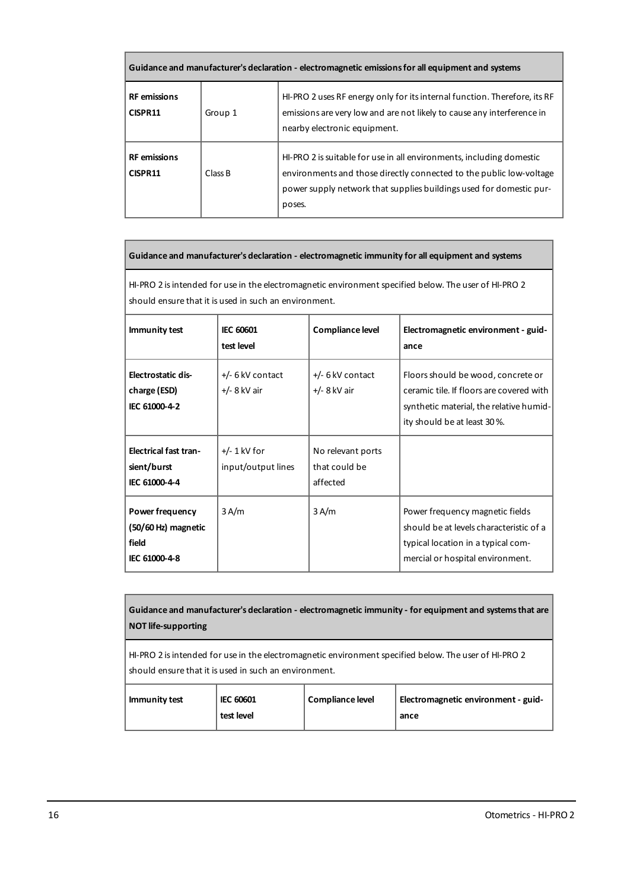| Guidance and manufacturer's declaration - electromagnetic emissions for all equipment and systems | | |
|---|---|---|
| **RF emissions CISPR11** | Group 1 | HI-PRO 2 uses RF energy only for its internal function. Therefore, its RF emissions are very low and are not likely to cause any interference in nearby electronic equipment. |
| **RF emissions CISPR11** | Class B | HI-PRO 2 is suitable for use in all environments, including domestic environments and those directly connected to the public low-voltage power supply network that supplies buildings used for domestic purposes. |

| Guidance and manufacturer's declaration - electromagnetic immunity for all equipment and systems | | | |
|---|---|---|---|
| HI-PRO 2 is intended for use in the electromagnetic environment specified below. The user of HI-PRO 2 should ensure that it is used in such an environment. | | | |
| **Immunity test** | **IEC 60601 test level** | **Compliance level** | **Electromagnetic environment - guidance** |
| **Electrostatic discharge (ESD) IEC 61000-4-2** | +/- 6 kV contact<br>+/- 8 kV air | +/- 6 kV contact<br>+/- 8 kV air | Floors should be wood, concrete or ceramic tile. If floors are covered with synthetic material, the relative humidity should be at least 30 %. |
| **Electrical fast transient/burst IEC 61000-4-4** | +/- 1 kV for input/output lines | No relevant ports that could be affected | |
| **Power frequency (50/60 Hz) magnetic field IEC 61000-4-8** | 3 A/m | 3 A/m | Power frequency magnetic fields should be at levels characteristic of a typical location in a typical commercial or hospital environment. |

| Guidance and manufacturer's declaration - electromagnetic immunity - for equipment and systems that are NOT life-supporting | | | |
|---|---|---|---|
| HI-PRO 2 is intended for use in the electromagnetic environment specified below. The user of HI-PRO 2 should ensure that it is used in such an environment. | | | |
| **Immunity test** | **IEC 60601 test level** | **Compliance level** | **Electromagnetic environment - guidance** |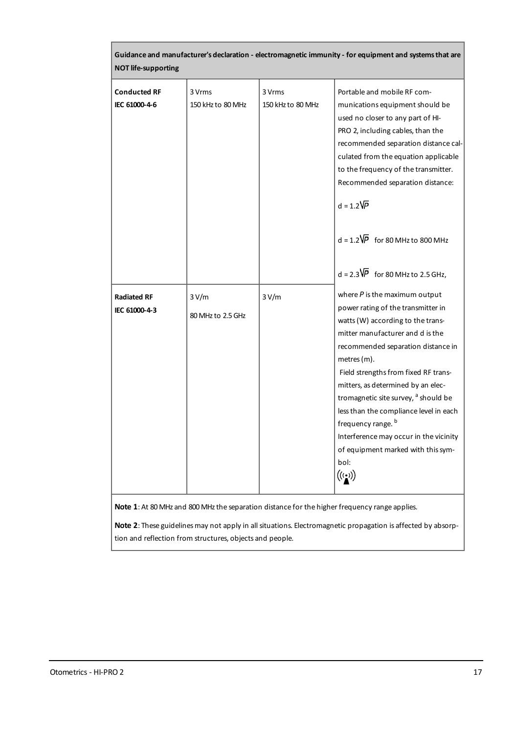| Guidance and manufacturer's declaration - electromagnetic immunity - for equipment and systems that are NOT life-supporting | | | |
|---|---|---|---|
| **Conducted RF** **IEC 61000-4-6** | 3 Vrms 150 kHz to 80 MHz | 3 Vrms 150 kHz to 80 MHz | Portable and mobile RF communications equipment should be used no closer to any part of HI-PRO 2, including cables, than the recommended separation distance calculated from the equation applicable to the frequency of the transmitter. Recommended separation distance: $d = 1.2\sqrt{P}$ $d = 1.2\sqrt{P}$ for 80 MHz to 800 MHz $d = 2.3\sqrt{P}$ for 80 MHz to 2.5 GHz, |
| **Radiated RF** **IEC 61000-4-3** | 3 V/m 80 MHz to 2.5 GHz | 3 V/m | where $P$ is the maximum output power rating of the transmitter in watts (W) according to the transmitter manufacturer and d is the recommended separation distance in metres (m). Field strengths from fixed RF transmitters, as determined by an electromagnetic site survey, [a] should be less than the compliance level in each frequency range. [b] Interference may occur in the vicinity of equipment marked with this symbol: ((•)) |

**Note 1**: At 80 MHz and 800 MHz the separation distance for the higher frequency range applies.

**Note 2**: These guidelines may not apply in all situations. Electromagnetic propagation is affected by absorption and reflection from structures, objects and people.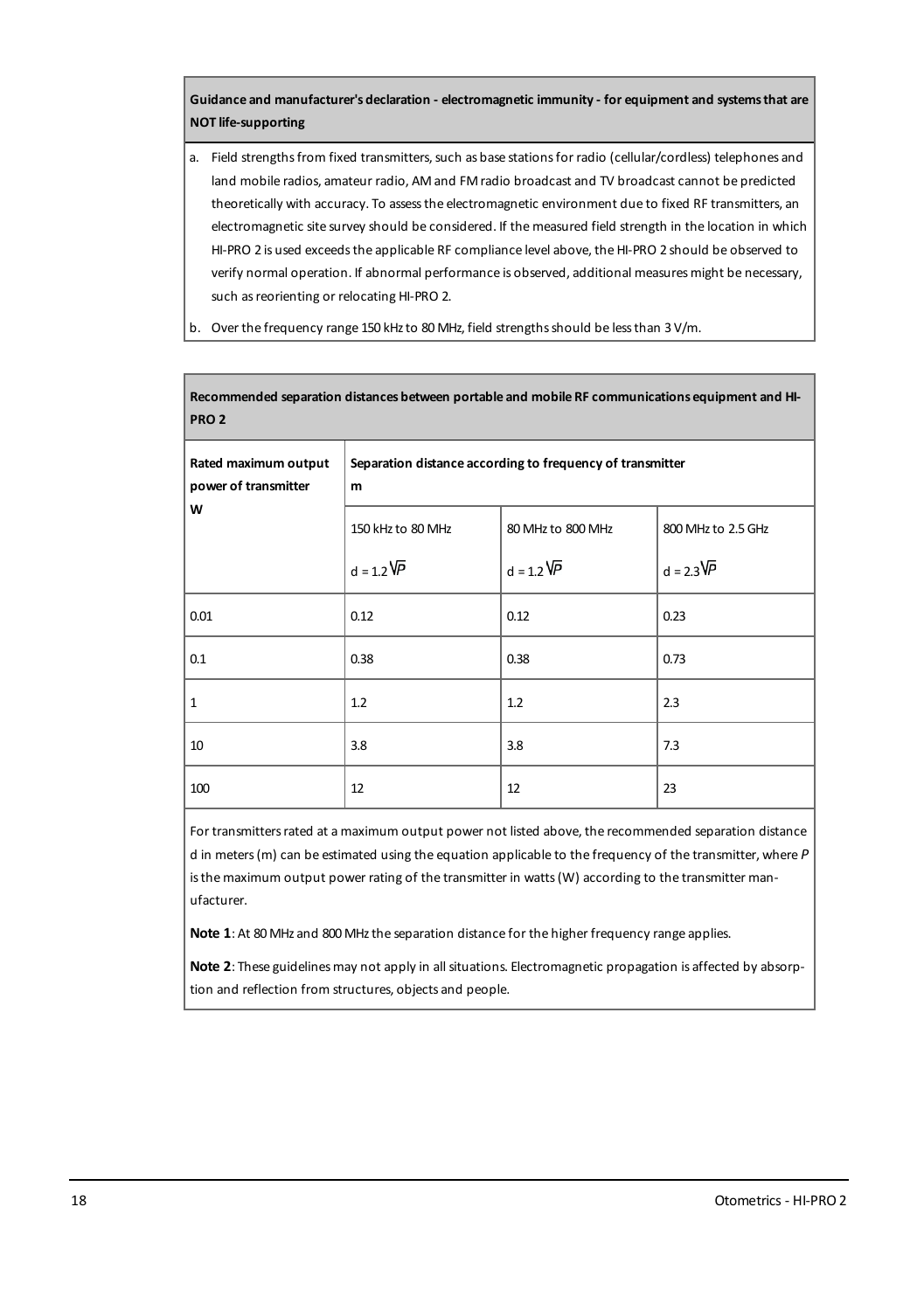**Guidance and manufacturer's declaration - electromagnetic immunity - for equipment and systems that are NOT life-supporting**

a. Field strengths from fixed transmitters, such as base stations for radio (cellular/cordless) telephones and land mobile radios, amateur radio, AM and FM radio broadcast and TV broadcast cannot be predicted theoretically with accuracy. To assess the electromagnetic environment due to fixed RF transmitters, an electromagnetic site survey should be considered. If the measured field strength in the location in which HI-PRO 2 is used exceeds the applicable RF compliance level above, the HI-PRO 2 should be observed to verify normal operation. If abnormal performance is observed, additional measures might be necessary, such as reorienting or relocating HI-PRO 2.

b. Over the frequency range 150 kHz to 80 MHz, field strengths should be less than 3 V/m.

**Recommended separation distances between portable and mobile RF communications equipment and HI-PRO 2**

| Rated maximum output power of transmitter W | Separation distance according to frequency of transmitter m | | |
|---|---|---|---|
| | 150 kHz to 80 MHz $d = 1.2\sqrt{P}$ | 80 MHz to 800 MHz $d = 1.2\sqrt{P}$ | 800 MHz to 2.5 GHz $d = 2.3\sqrt{P}$ |
| 0.01 | 0.12 | 0.12 | 0.23 |
| 0.1 | 0.38 | 0.38 | 0.73 |
| 1 | 1.2 | 1.2 | 2.3 |
| 10 | 3.8 | 3.8 | 7.3 |
| 100 | 12 | 12 | 23 |

For transmitters rated at a maximum output power not listed above, the recommended separation distance d in meters (m) can be estimated using the equation applicable to the frequency of the transmitter, where $P$ is the maximum output power rating of the transmitter in watts (W) according to the transmitter manufacturer.

**Note 1**: At 80 MHz and 800 MHz the separation distance for the higher frequency range applies.

**Note 2**: These guidelines may not apply in all situations. Electromagnetic propagation is affected by absorption and reflection from structures, objects and people.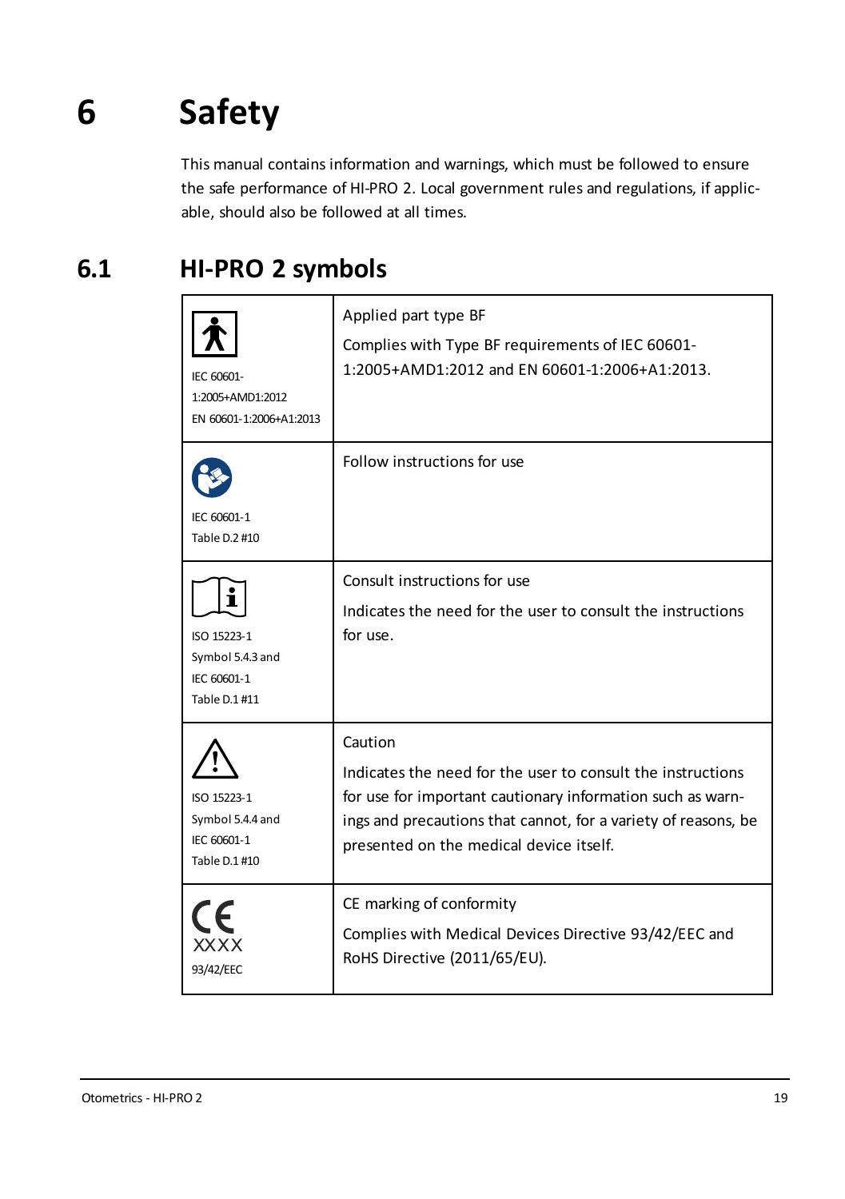# 6 Safety

This manual contains information and warnings, which must be followed to ensure the safe performance of HI-PRO 2. Local government rules and regulations, if applicable, should also be followed at all times.

## 6.1 HI-PRO 2 symbols

| Symbol | Description |
|---|---|
| IEC 60601-1:2005+AMD1:2012 EN 60601-1:2006+A1:2013 | Applied part type BF<br>Complies with Type BF requirements of IEC 60601-1:2005+AMD1:2012 and EN 60601-1:2006+A1:2013. |
| IEC 60601-1 Table D.2 #10 | Follow instructions for use |
| ISO 15223-1 Symbol 5.4.3 and IEC 60601-1 Table D.1 #11 | Consult instructions for use<br>Indicates the need for the user to consult the instructions for use. |
| ISO 15223-1 Symbol 5.4.4 and IEC 60601-1 Table D.1 #10 | Caution<br>Indicates the need for the user to consult the instructions for use for important cautionary information such as warnings and precautions that cannot, for a variety of reasons, be presented on the medical device itself. |
| CE XXXX 93/42/EEC | CE marking of conformity<br>Complies with Medical Devices Directive 93/42/EEC and RoHS Directive (2011/65/EU). |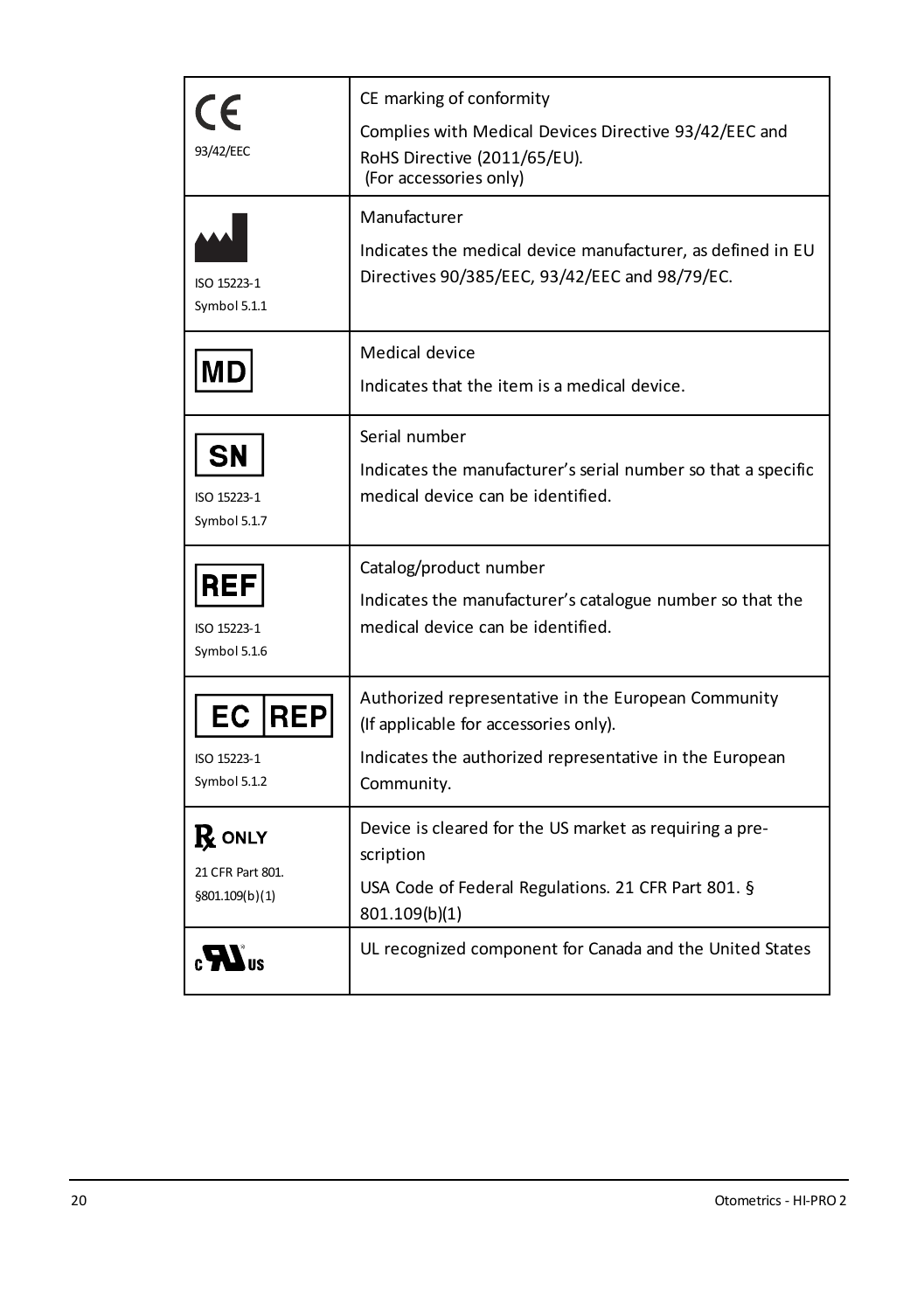| | |
|---|---|
| CE<br>93/42/EEC | CE marking of conformity<br>Complies with Medical Devices Directive 93/42/EEC and RoHS Directive (2011/65/EU).<br>(For accessories only) |
| ISO 15223-1<br>Symbol 5.1.1 | Manufacturer<br>Indicates the medical device manufacturer, as defined in EU Directives 90/385/EEC, 93/42/EEC and 98/79/EC. |
| MD | Medical device<br>Indicates that the item is a medical device. |
| SN<br>ISO 15223-1<br>Symbol 5.1.7 | Serial number<br>Indicates the manufacturer's serial number so that a specific medical device can be identified. |
| REF<br>ISO 15223-1<br>Symbol 5.1.6 | Catalog/product number<br>Indicates the manufacturer's catalogue number so that the medical device can be identified. |
| EC REP<br>ISO 15223-1<br>Symbol 5.1.2 | Authorized representative in the European Community<br>(If applicable for accessories only).<br>Indicates the authorized representative in the European Community. |
| ℞ ONLY<br>21 CFR Part 801.<br>§801.109(b)(1) | Device is cleared for the US market as requiring a pre-scription<br>USA Code of Federal Regulations. 21 CFR Part 801. § 801.109(b)(1) |
| c RU us | UL recognized component for Canada and the United States |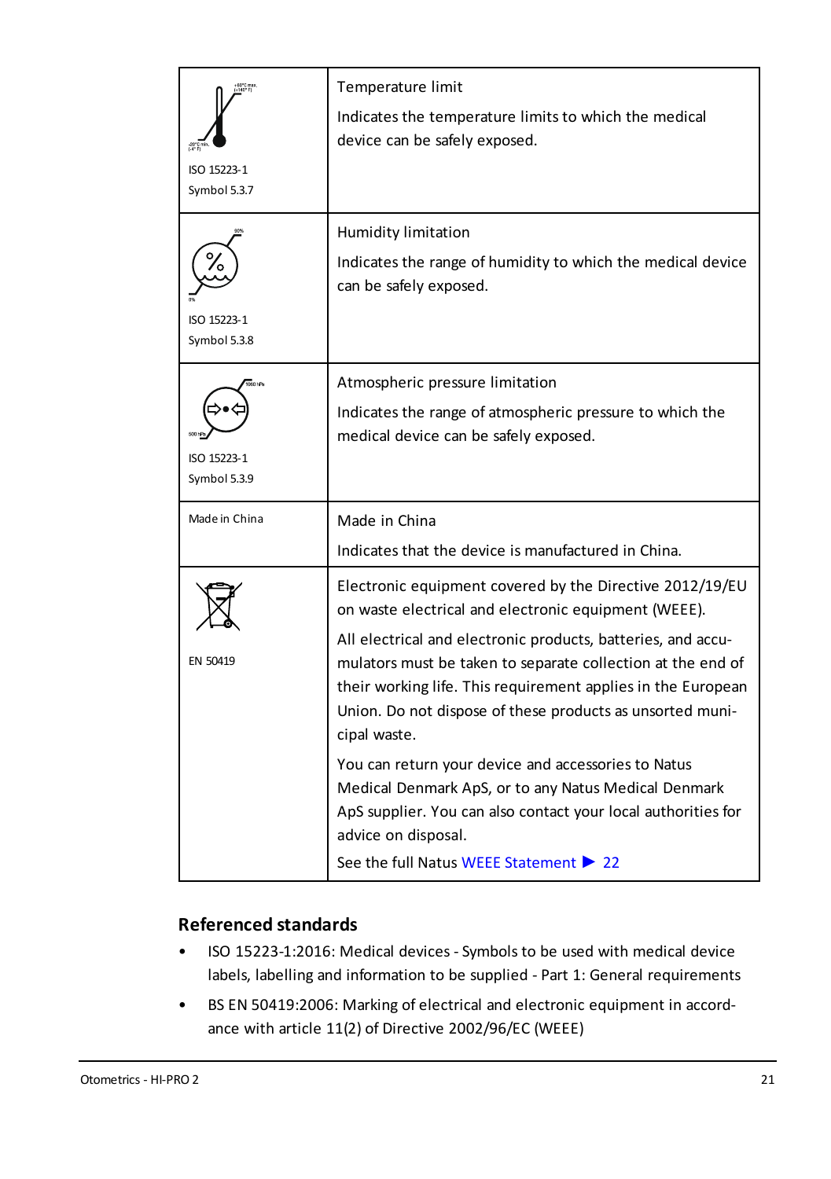|  |  |
|---|---|
| ISO 15223-1<br>Symbol 5.3.7 | Temperature limit<br>Indicates the temperature limits to which the medical device can be safely exposed. |
| ISO 15223-1<br>Symbol 5.3.8 | Humidity limitation<br>Indicates the range of humidity to which the medical device can be safely exposed. |
| ISO 15223-1<br>Symbol 5.3.9 | Atmospheric pressure limitation<br>Indicates the range of atmospheric pressure to which the medical device can be safely exposed. |
| Made in China | Made in China<br>Indicates that the device is manufactured in China. |
| EN 50419 | Electronic equipment covered by the Directive 2012/19/EU on waste electrical and electronic equipment (WEEE).<br>All electrical and electronic products, batteries, and accumulators must be taken to separate collection at the end of their working life. This requirement applies in the European Union. Do not dispose of these products as unsorted municipal waste.<br>You can return your device and accessories to Natus Medical Denmark ApS, or to any Natus Medical Denmark ApS supplier. You can also contact your local authorities for advice on disposal.<br>See the full Natus WEEE Statement ▶ 22 |

## Referenced standards

- ISO 15223-1:2016: Medical devices - Symbols to be used with medical device labels, labelling and information to be supplied - Part 1: General requirements
- BS EN 50419:2006: Marking of electrical and electronic equipment in accordance with article 11(2) of Directive 2002/96/EC (WEEE)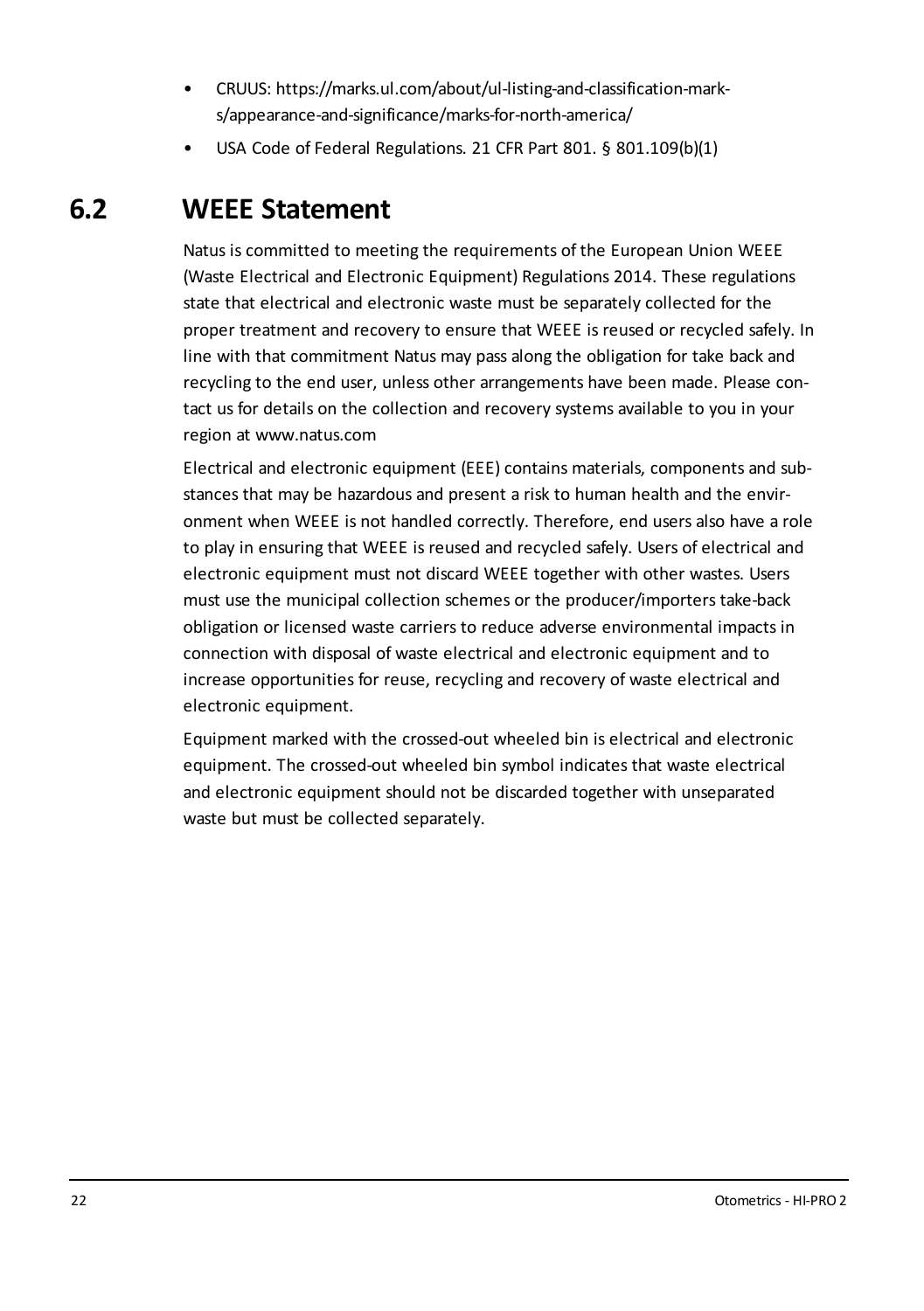- CRUUS: https://marks.ul.com/about/ul-listing-and-classification-marks/appearance-and-significance/marks-for-north-america/
- USA Code of Federal Regulations. 21 CFR Part 801. § 801.109(b)(1)

## 6.2 WEEE Statement

Natus is committed to meeting the requirements of the European Union WEEE (Waste Electrical and Electronic Equipment) Regulations 2014. These regulations state that electrical and electronic waste must be separately collected for the proper treatment and recovery to ensure that WEEE is reused or recycled safely. In line with that commitment Natus may pass along the obligation for take back and recycling to the end user, unless other arrangements have been made. Please contact us for details on the collection and recovery systems available to you in your region at www.natus.com

Electrical and electronic equipment (EEE) contains materials, components and substances that may be hazardous and present a risk to human health and the environment when WEEE is not handled correctly. Therefore, end users also have a role to play in ensuring that WEEE is reused and recycled safely. Users of electrical and electronic equipment must not discard WEEE together with other wastes. Users must use the municipal collection schemes or the producer/importers take-back obligation or licensed waste carriers to reduce adverse environmental impacts in connection with disposal of waste electrical and electronic equipment and to increase opportunities for reuse, recycling and recovery of waste electrical and electronic equipment.

Equipment marked with the crossed-out wheeled bin is electrical and electronic equipment. The crossed-out wheeled bin symbol indicates that waste electrical and electronic equipment should not be discarded together with unseparated waste but must be collected separately.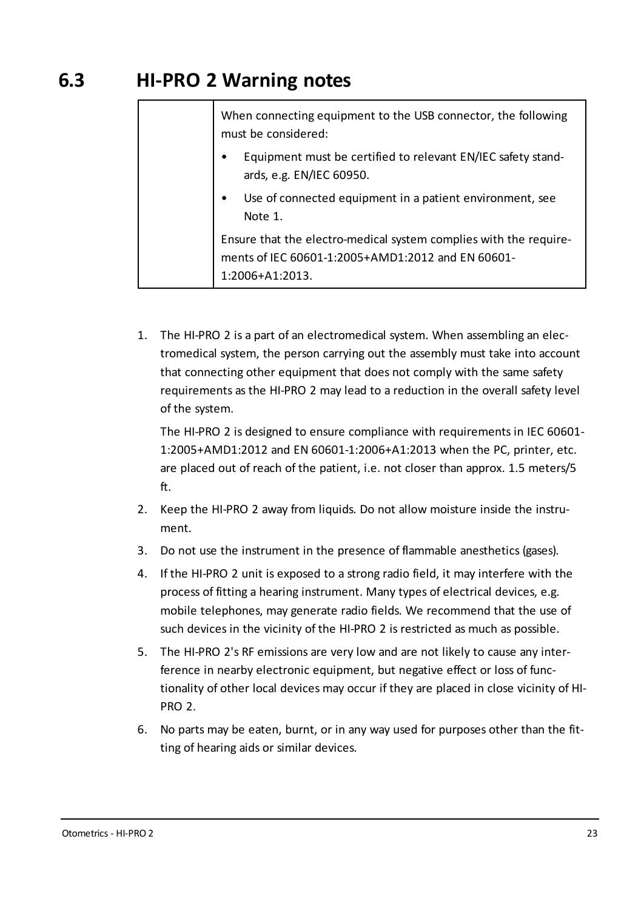## 6.3 HI-PRO 2 Warning notes

| | When connecting equipment to the USB connector, the following must be considered:<br>• Equipment must be certified to relevant EN/IEC safety standards, e.g. EN/IEC 60950.<br>• Use of connected equipment in a patient environment, see Note 1.<br>Ensure that the electro-medical system complies with the requirements of IEC 60601-1:2005+AMD1:2012 and EN 60601-1:2006+A1:2013. |
|---|---|

1. The HI-PRO 2 is a part of an electromedical system. When assembling an electromedical system, the person carrying out the assembly must take into account that connecting other equipment that does not comply with the same safety requirements as the HI-PRO 2 may lead to a reduction in the overall safety level of the system.

   The HI-PRO 2 is designed to ensure compliance with requirements in IEC 60601-1:2005+AMD1:2012 and EN 60601-1:2006+A1:2013 when the PC, printer, etc. are placed out of reach of the patient, i.e. not closer than approx. 1.5 meters/5 ft.

2. Keep the HI-PRO 2 away from liquids. Do not allow moisture inside the instrument.
3. Do not use the instrument in the presence of flammable anesthetics (gases).
4. If the HI-PRO 2 unit is exposed to a strong radio field, it may interfere with the process of fitting a hearing instrument. Many types of electrical devices, e.g. mobile telephones, may generate radio fields. We recommend that the use of such devices in the vicinity of the HI-PRO 2 is restricted as much as possible.
5. The HI-PRO 2's RF emissions are very low and are not likely to cause any interference in nearby electronic equipment, but negative effect or loss of functionality of other local devices may occur if they are placed in close vicinity of HI-PRO 2.
6. No parts may be eaten, burnt, or in any way used for purposes other than the fitting of hearing aids or similar devices.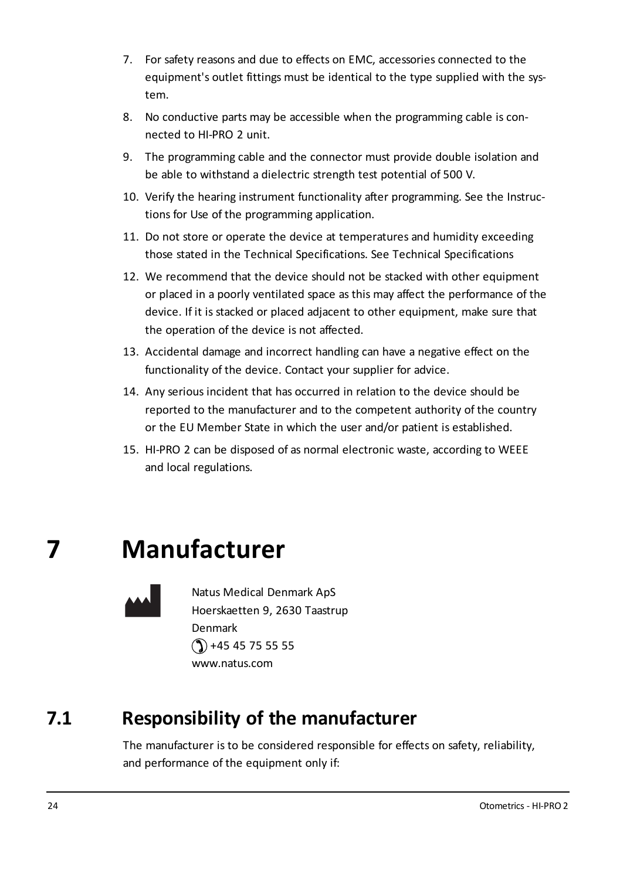7. For safety reasons and due to effects on EMC, accessories connected to the equipment's outlet fittings must be identical to the type supplied with the system.
8. No conductive parts may be accessible when the programming cable is connected to HI-PRO 2 unit.
9. The programming cable and the connector must provide double isolation and be able to withstand a dielectric strength test potential of 500 V.
10. Verify the hearing instrument functionality after programming. See the Instructions for Use of the programming application.
11. Do not store or operate the device at temperatures and humidity exceeding those stated in the Technical Specifications. See Technical Specifications
12. We recommend that the device should not be stacked with other equipment or placed in a poorly ventilated space as this may affect the performance of the device. If it is stacked or placed adjacent to other equipment, make sure that the operation of the device is not affected.
13. Accidental damage and incorrect handling can have a negative effect on the functionality of the device. Contact your supplier for advice.
14. Any serious incident that has occurred in relation to the device should be reported to the manufacturer and to the competent authority of the country or the EU Member State in which the user and/or patient is established.
15. HI-PRO 2 can be disposed of as normal electronic waste, according to WEEE and local regulations.

# 7 Manufacturer

Natus Medical Denmark ApS
Hoerskaetten 9, 2630 Taastrup
Denmark
+45 45 75 55 55
www.natus.com

## 7.1 Responsibility of the manufacturer

The manufacturer is to be considered responsible for effects on safety, reliability, and performance of the equipment only if: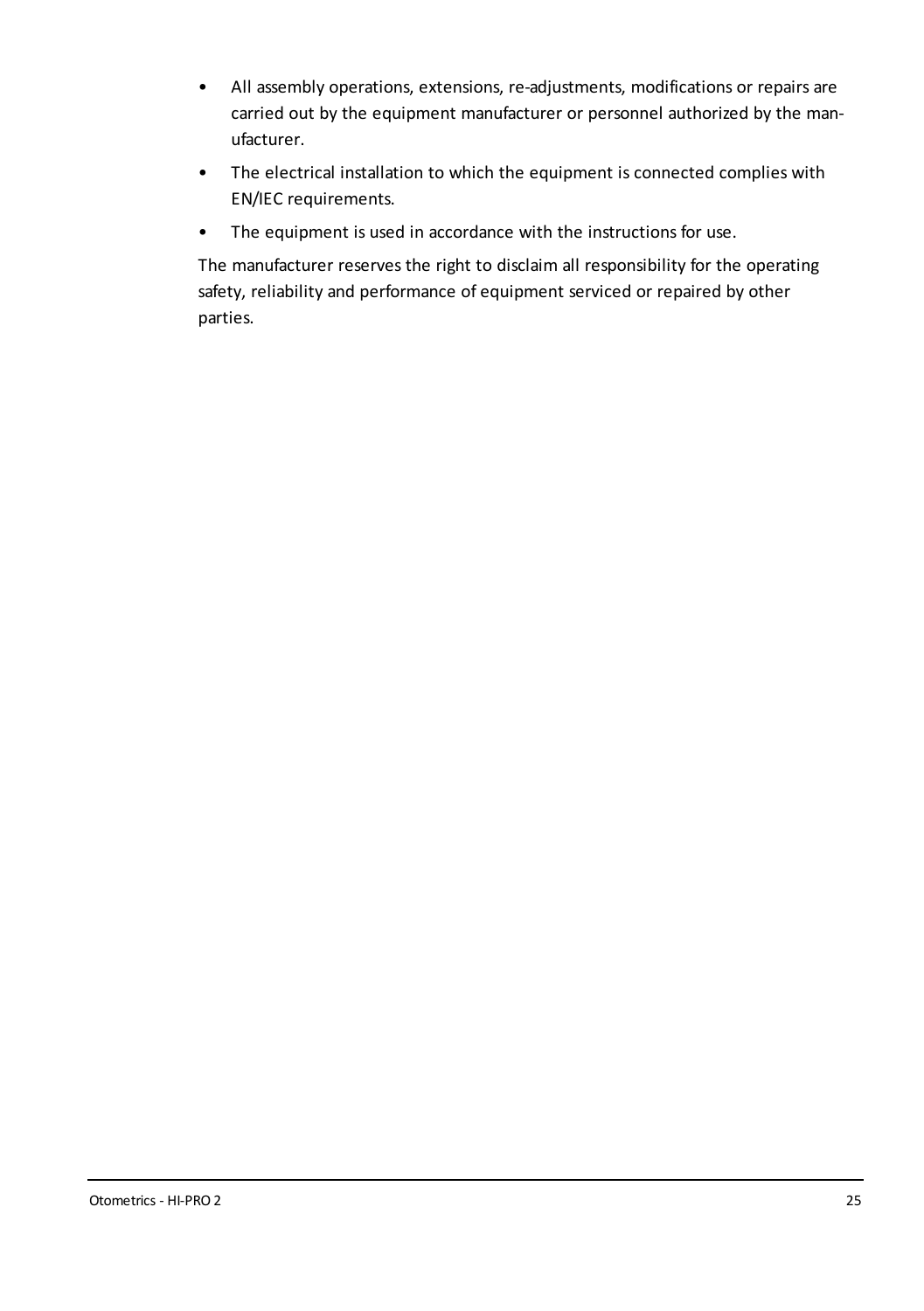- All assembly operations, extensions, re-adjustments, modifications or repairs are carried out by the equipment manufacturer or personnel authorized by the manufacturer.
- The electrical installation to which the equipment is connected complies with EN/IEC requirements.
- The equipment is used in accordance with the instructions for use.

The manufacturer reserves the right to disclaim all responsibility for the operating safety, reliability and performance of equipment serviced or repaired by other parties.